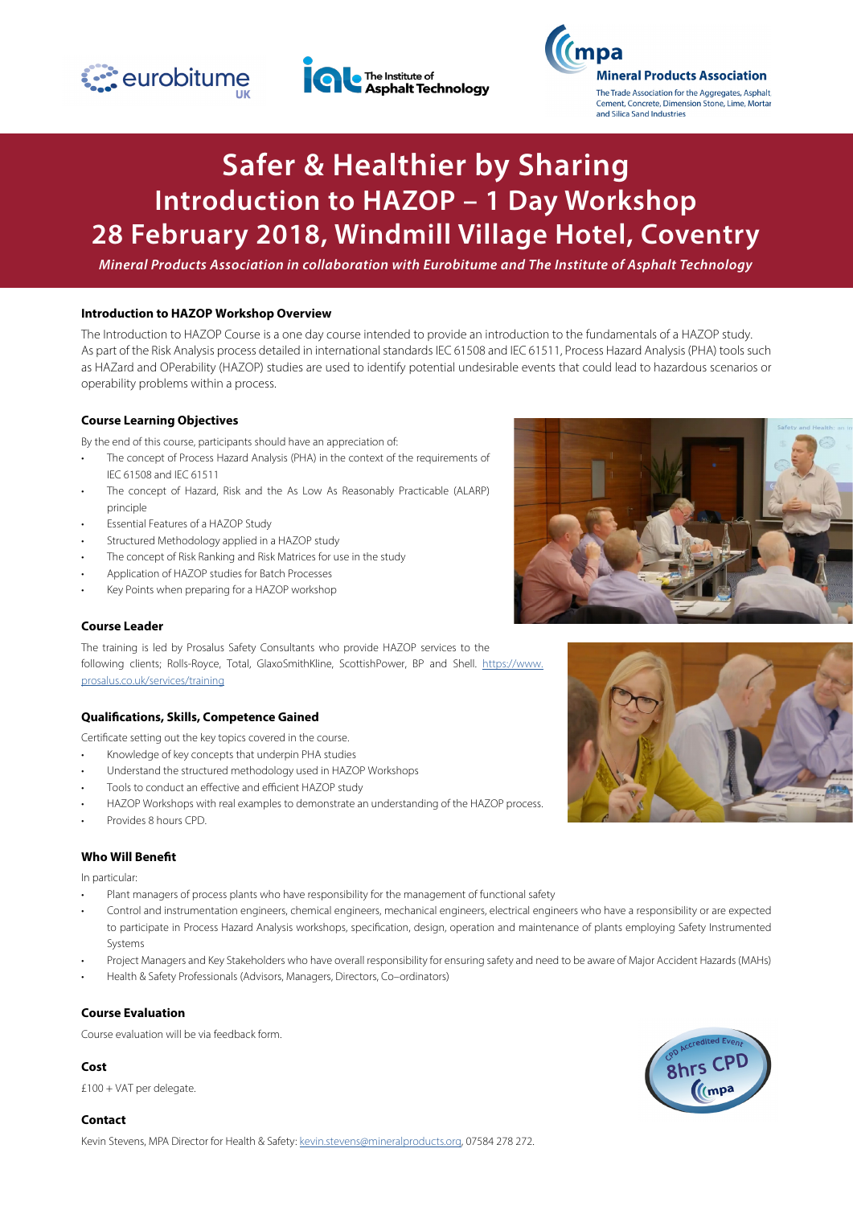eurobitume UK

The Institute of Asphalt Technology

mpa Mineral Products Association

The Trade Association for the Aggregates, Asphalt Cement, Concrete, Dimension Stone, Lime, Mortar and Silica Sand Industries

# Safer & Healthier by Sharing
## Introduction to HAZOP – 1 Day Workshop
## 28 February 2018, Windmill Village Hotel, Coventry

*Mineral Products Association in collaboration with Eurobitume and The Institute of Asphalt Technology*

### Introduction to HAZOP Workshop Overview

The Introduction to HAZOP Course is a one day course intended to provide an introduction to the fundamentals of a HAZOP study. As part of the Risk Analysis process detailed in international standards IEC 61508 and IEC 61511, Process Hazard Analysis (PHA) tools such as HAZard and OPerability (HAZOP) studies are used to identify potential undesirable events that could lead to hazardous scenarios or operability problems within a process.

### Course Learning Objectives

By the end of this course, participants should have an appreciation of:

- The concept of Process Hazard Analysis (PHA) in the context of the requirements of IEC 61508 and IEC 61511
- The concept of Hazard, Risk and the As Low As Reasonably Practicable (ALARP) principle
- Essential Features of a HAZOP Study
- Structured Methodology applied in a HAZOP study
- The concept of Risk Ranking and Risk Matrices for use in the study
- Application of HAZOP studies for Batch Processes
- Key Points when preparing for a HAZOP workshop

### Course Leader

The training is led by Prosalus Safety Consultants who provide HAZOP services to the following clients; Rolls-Royce, Total, GlaxoSmithKline, ScottishPower, BP and Shell. https://www.prosalus.co.uk/services/training

### Qualifications, Skills, Competence Gained

Certificate setting out the key topics covered in the course.

- Knowledge of key concepts that underpin PHA studies
- Understand the structured methodology used in HAZOP Workshops
- Tools to conduct an effective and efficient HAZOP study
- HAZOP Workshops with real examples to demonstrate an understanding of the HAZOP process.
- Provides 8 hours CPD.

### Who Will Benefit

In particular:

- Plant managers of process plants who have responsibility for the management of functional safety
- Control and instrumentation engineers, chemical engineers, mechanical engineers, electrical engineers who have a responsibility or are expected to participate in Process Hazard Analysis workshops, specification, design, operation and maintenance of plants employing Safety Instrumented Systems
- Project Managers and Key Stakeholders who have overall responsibility for ensuring safety and need to be aware of Major Accident Hazards (MAHs)
- Health & Safety Professionals (Advisors, Managers, Directors, Co–ordinators)

### Course Evaluation

Course evaluation will be via feedback form.

### Cost

£100 + VAT per delegate.

CPD Accredited Event 8hrs CPD mpa

### Contact

Kevin Stevens, MPA Director for Health & Safety: kevin.stevens@mineralproducts.org, 07584 278 272.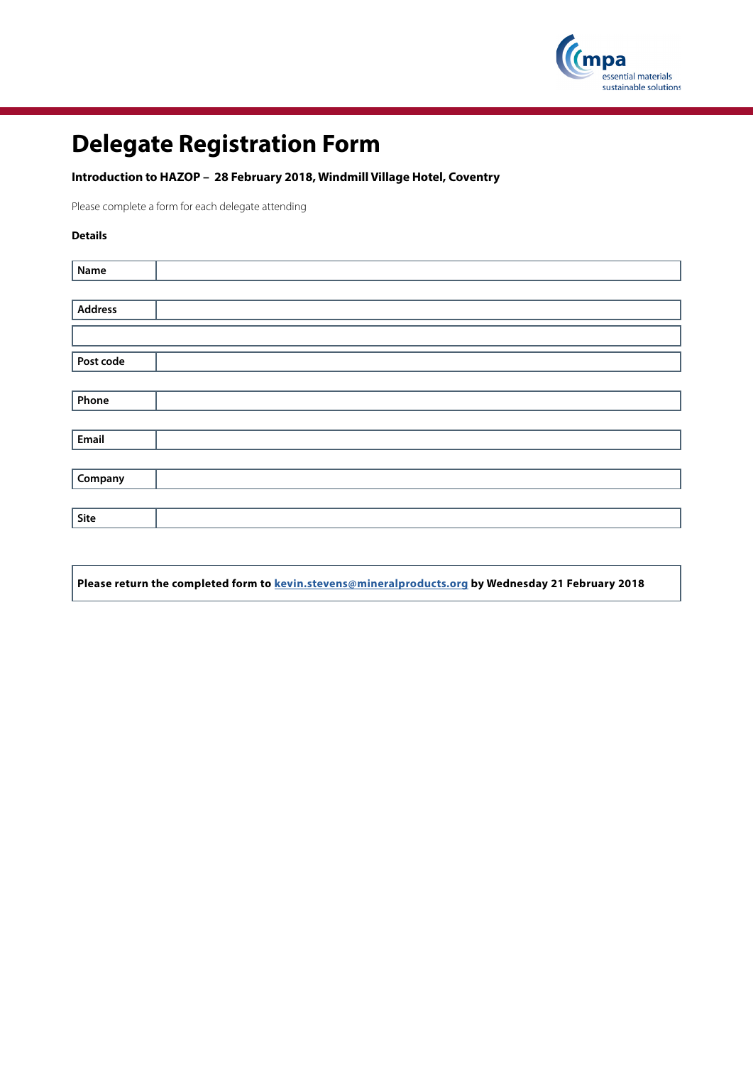# Delegate Registration Form

**Introduction to HAZOP – 28 February 2018, Windmill Village Hotel, Coventry**

Please complete a form for each delegate attending

**Details**

| | |
|---|---|
| **Name** | |

| | |
|---|---|
| **Address** | |
| | |
| **Post code** | |

| | |
|---|---|
| **Phone** | |

| | |
|---|---|
| **Email** | |

| | |
|---|---|
| **Company** | |

| | |
|---|---|
| **Site** | |

**Please return the completed form to kevin.stevens@mineralproducts.org by Wednesday 21 February 2018**